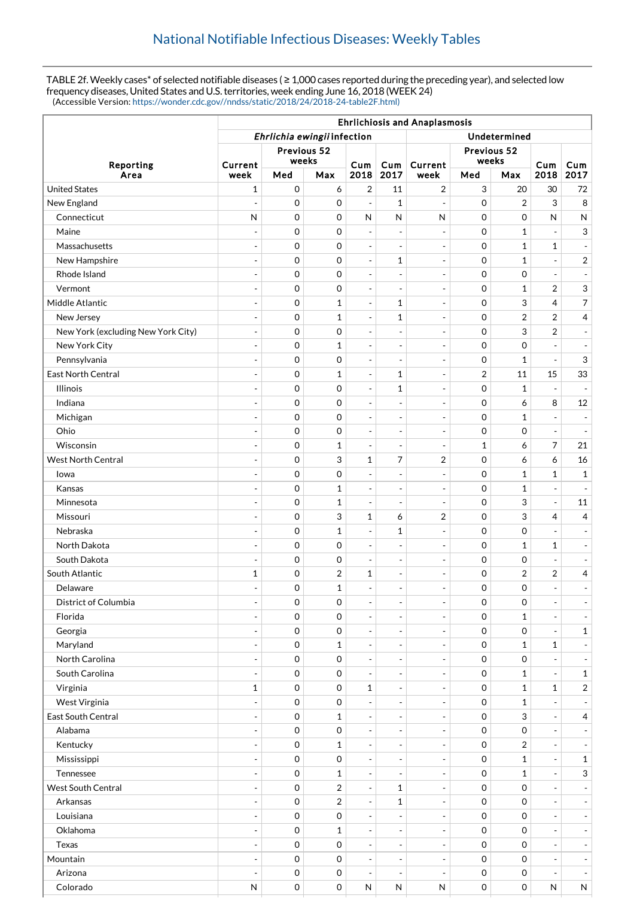# National Notifiable Infectious Diseases: Weekly Tables

TABLE 2f. Weekly cases* of selected notifiable diseases ( ≥ 1,000 cases reported during the preceding year), and selected low frequency diseases, United States and U.S. territories, week ending June 16, 2018 (WEEK 24)
(Accessible Version: https://wonder.cdc.gov//nndss/static/2018/24/2018-24-table2F.html)

| Reporting Area | Ehrlichiosis and Anaplasmosis | | | | | | | | | |
|---|---|---|---|---|---|---|---|---|---|---|
| | *Ehrlichia ewingii* infection | | | | | Undetermined | | | | |
| | Current week | Previous 52 weeks | | Cum 2018 | Cum 2017 | Current week | Previous 52 weeks | | Cum 2018 | Cum 2017 |
| | | Med | Max | | | | Med | Max | | |
| United States | 1 | 0 | 6 | 2 | 11 | 2 | 3 | 20 | 30 | 72 |
| New England | - | 0 | 0 | - | 1 | - | 0 | 2 | 3 | 8 |
| Connecticut | N | 0 | 0 | N | N | N | 0 | 0 | N | N |
| Maine | - | 0 | 0 | - | - | - | 0 | 1 | - | 3 |
| Massachusetts | - | 0 | 0 | - | - | - | 0 | 1 | 1 | - |
| New Hampshire | - | 0 | 0 | - | 1 | - | 0 | 1 | - | 2 |
| Rhode Island | - | 0 | 0 | - | - | - | 0 | 0 | - | - |
| Vermont | - | 0 | 0 | - | - | - | 0 | 1 | 2 | 3 |
| Middle Atlantic | - | 0 | 1 | - | 1 | - | 0 | 3 | 4 | 7 |
| New Jersey | - | 0 | 1 | - | 1 | - | 0 | 2 | 2 | 4 |
| New York (excluding New York City) | - | 0 | 0 | - | - | - | 0 | 3 | 2 | - |
| New York City | - | 0 | 1 | - | - | - | 0 | 0 | - | - |
| Pennsylvania | - | 0 | 0 | - | - | - | 0 | 1 | - | 3 |
| East North Central | - | 0 | 1 | - | 1 | - | 2 | 11 | 15 | 33 |
| Illinois | - | 0 | 0 | - | 1 | - | 0 | 1 | - | - |
| Indiana | - | 0 | 0 | - | - | - | 0 | 6 | 8 | 12 |
| Michigan | - | 0 | 0 | - | - | - | 0 | 1 | - | - |
| Ohio | - | 0 | 0 | - | - | - | 0 | 0 | - | - |
| Wisconsin | - | 0 | 1 | - | - | - | 1 | 6 | 7 | 21 |
| West North Central | - | 0 | 3 | 1 | 7 | 2 | 0 | 6 | 6 | 16 |
| Iowa | - | 0 | 0 | - | - | - | 0 | 1 | 1 | 1 |
| Kansas | - | 0 | 1 | - | - | - | 0 | 1 | - | - |
| Minnesota | - | 0 | 1 | - | - | - | 0 | 3 | - | 11 |
| Missouri | - | 0 | 3 | 1 | 6 | 2 | 0 | 3 | 4 | 4 |
| Nebraska | - | 0 | 1 | - | 1 | - | 0 | 0 | - | - |
| North Dakota | - | 0 | 0 | - | - | - | 0 | 1 | 1 | - |
| South Dakota | - | 0 | 0 | - | - | - | 0 | 0 | - | - |
| South Atlantic | 1 | 0 | 2 | 1 | - | - | 0 | 2 | 2 | 4 |
| Delaware | - | 0 | 1 | - | - | - | 0 | 0 | - | - |
| District of Columbia | - | 0 | 0 | - | - | - | 0 | 0 | - | - |
| Florida | - | 0 | 0 | - | - | - | 0 | 1 | - | - |
| Georgia | - | 0 | 0 | - | - | - | 0 | 0 | - | 1 |
| Maryland | - | 0 | 1 | - | - | - | 0 | 1 | 1 | - |
| North Carolina | - | 0 | 0 | - | - | - | 0 | 0 | - | - |
| South Carolina | - | 0 | 0 | - | - | - | 0 | 1 | - | 1 |
| Virginia | 1 | 0 | 0 | 1 | - | - | 0 | 1 | 1 | 2 |
| West Virginia | - | 0 | 0 | - | - | - | 0 | 1 | - | - |
| East South Central | - | 0 | 1 | - | - | - | 0 | 3 | - | 4 |
| Alabama | - | 0 | 0 | - | - | - | 0 | 0 | - | - |
| Kentucky | - | 0 | 1 | - | - | - | 0 | 2 | - | - |
| Mississippi | - | 0 | 0 | - | - | - | 0 | 1 | - | 1 |
| Tennessee | - | 0 | 1 | - | - | - | 0 | 1 | - | 3 |
| West South Central | - | 0 | 2 | - | 1 | - | 0 | 0 | - | - |
| Arkansas | - | 0 | 2 | - | 1 | - | 0 | 0 | - | - |
| Louisiana | - | 0 | 0 | - | - | - | 0 | 0 | - | - |
| Oklahoma | - | 0 | 1 | - | - | - | 0 | 0 | - | - |
| Texas | - | 0 | 0 | - | - | - | 0 | 0 | - | - |
| Mountain | - | 0 | 0 | - | - | - | 0 | 0 | - | - |
| Arizona | - | 0 | 0 | - | - | - | 0 | 0 | - | - |
| Colorado | N | 0 | 0 | N | N | N | 0 | 0 | N | N |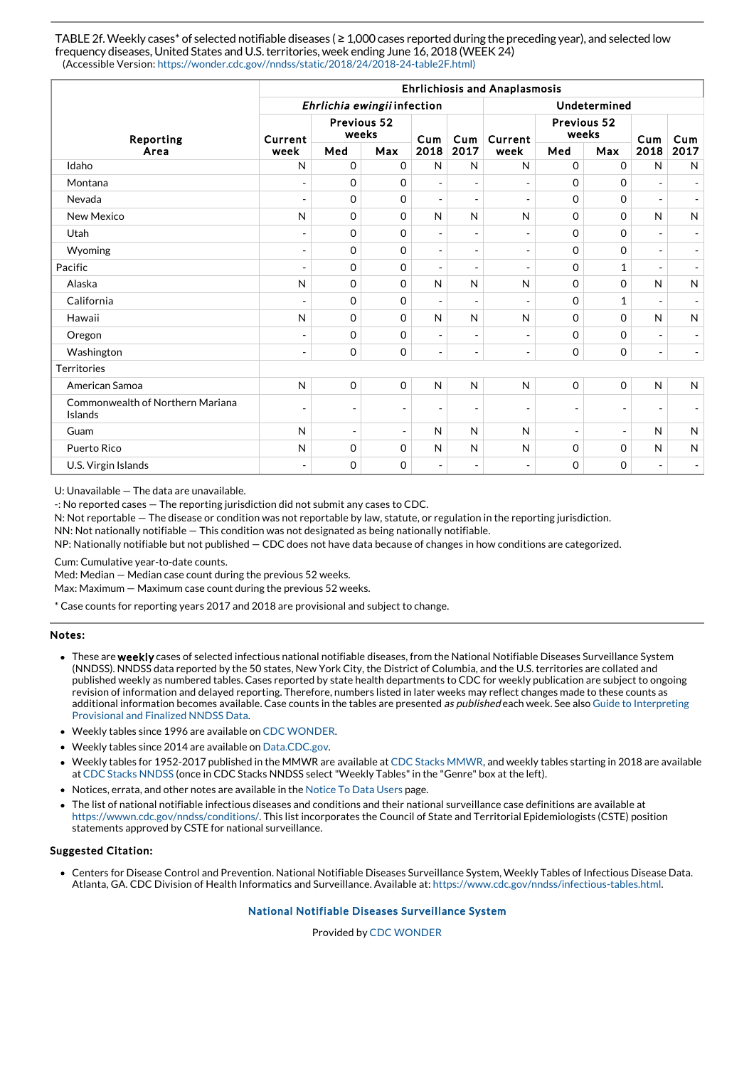TABLE 2f. Weekly cases* of selected notifiable diseases ( ≥ 1,000 cases reported during the preceding year), and selected low frequency diseases, United States and U.S. territories, week ending June 16, 2018 (WEEK 24)
(Accessible Version: https://wonder.cdc.gov//nndss/static/2018/24/2018-24-table2F.html)

| Reporting Area | Ehrlichiosis and Anaplasmosis | | | | | | | | | |
|---|---|---|---|---|---|---|---|---|---|---|
| | *Ehrlichia ewingii* infection | | | | | Undetermined | | | | |
| | Current week | Previous 52 weeks | | Cum 2018 | Cum 2017 | Current week | Previous 52 weeks | | Cum 2018 | Cum 2017 |
| | | Med | Max | | | | Med | Max | | |
| Idaho | N | 0 | 0 | N | N | N | 0 | 0 | N | N |
| Montana | - | 0 | 0 | - | - | - | 0 | 0 | - | - |
| Nevada | - | 0 | 0 | - | - | - | 0 | 0 | - | - |
| New Mexico | N | 0 | 0 | N | N | N | 0 | 0 | N | N |
| Utah | - | 0 | 0 | - | - | - | 0 | 0 | - | - |
| Wyoming | - | 0 | 0 | - | - | - | 0 | 0 | - | - |
| Pacific | - | 0 | 0 | - | - | - | 0 | 1 | - | - |
| Alaska | N | 0 | 0 | N | N | N | 0 | 0 | N | N |
| California | - | 0 | 0 | - | - | - | 0 | 1 | - | - |
| Hawaii | N | 0 | 0 | N | N | N | 0 | 0 | N | N |
| Oregon | - | 0 | 0 | - | - | - | 0 | 0 | - | - |
| Washington | - | 0 | 0 | - | - | - | 0 | 0 | - | - |
| Territories | | | | | | | | | | |
| American Samoa | N | 0 | 0 | N | N | N | 0 | 0 | N | N |
| Commonwealth of Northern Mariana Islands | - | - | - | - | - | - | - | - | - | - |
| Guam | N | - | - | N | N | N | - | - | N | N |
| Puerto Rico | N | 0 | 0 | N | N | N | 0 | 0 | N | N |
| U.S. Virgin Islands | - | 0 | 0 | - | - | - | 0 | 0 | - | - |

U: Unavailable — The data are unavailable.
-: No reported cases — The reporting jurisdiction did not submit any cases to CDC.
N: Not reportable — The disease or condition was not reportable by law, statute, or regulation in the reporting jurisdiction.
NN: Not nationally notifiable — This condition was not designated as being nationally notifiable.
NP: Nationally notifiable but not published — CDC does not have data because of changes in how conditions are categorized.

Cum: Cumulative year-to-date counts.
Med: Median — Median case count during the previous 52 weeks.
Max: Maximum — Maximum case count during the previous 52 weeks.

* Case counts for reporting years 2017 and 2018 are provisional and subject to change.

**Notes:**

- These are **weekly** cases of selected infectious national notifiable diseases, from the National Notifiable Diseases Surveillance System (NNDSS). NNDSS data reported by the 50 states, New York City, the District of Columbia, and the U.S. territories are collated and published weekly as numbered tables. Cases reported by state health departments to CDC for weekly publication are subject to ongoing revision of information and delayed reporting. Therefore, numbers listed in later weeks may reflect changes made to these counts as additional information becomes available. Case counts in the tables are presented *as published* each week. See also Guide to Interpreting Provisional and Finalized NNDSS Data.
- Weekly tables since 1996 are available on CDC WONDER.
- Weekly tables since 2014 are available on Data.CDC.gov.
- Weekly tables for 1952-2017 published in the MMWR are available at CDC Stacks MMWR, and weekly tables starting in 2018 are available at CDC Stacks NNDSS (once in CDC Stacks NNDSS select "Weekly Tables" in the "Genre" box at the left).
- Notices, errata, and other notes are available in the Notice To Data Users page.
- The list of national notifiable infectious diseases and conditions and their national surveillance case definitions are available at https://wwwn.cdc.gov/nndss/conditions/. This list incorporates the Council of State and Territorial Epidemiologists (CSTE) position statements approved by CSTE for national surveillance.

**Suggested Citation:**

- Centers for Disease Control and Prevention. National Notifiable Diseases Surveillance System, Weekly Tables of Infectious Disease Data. Atlanta, GA. CDC Division of Health Informatics and Surveillance. Available at: https://www.cdc.gov/nndss/infectious-tables.html.

National Notifiable Diseases Surveillance System

Provided by CDC WONDER